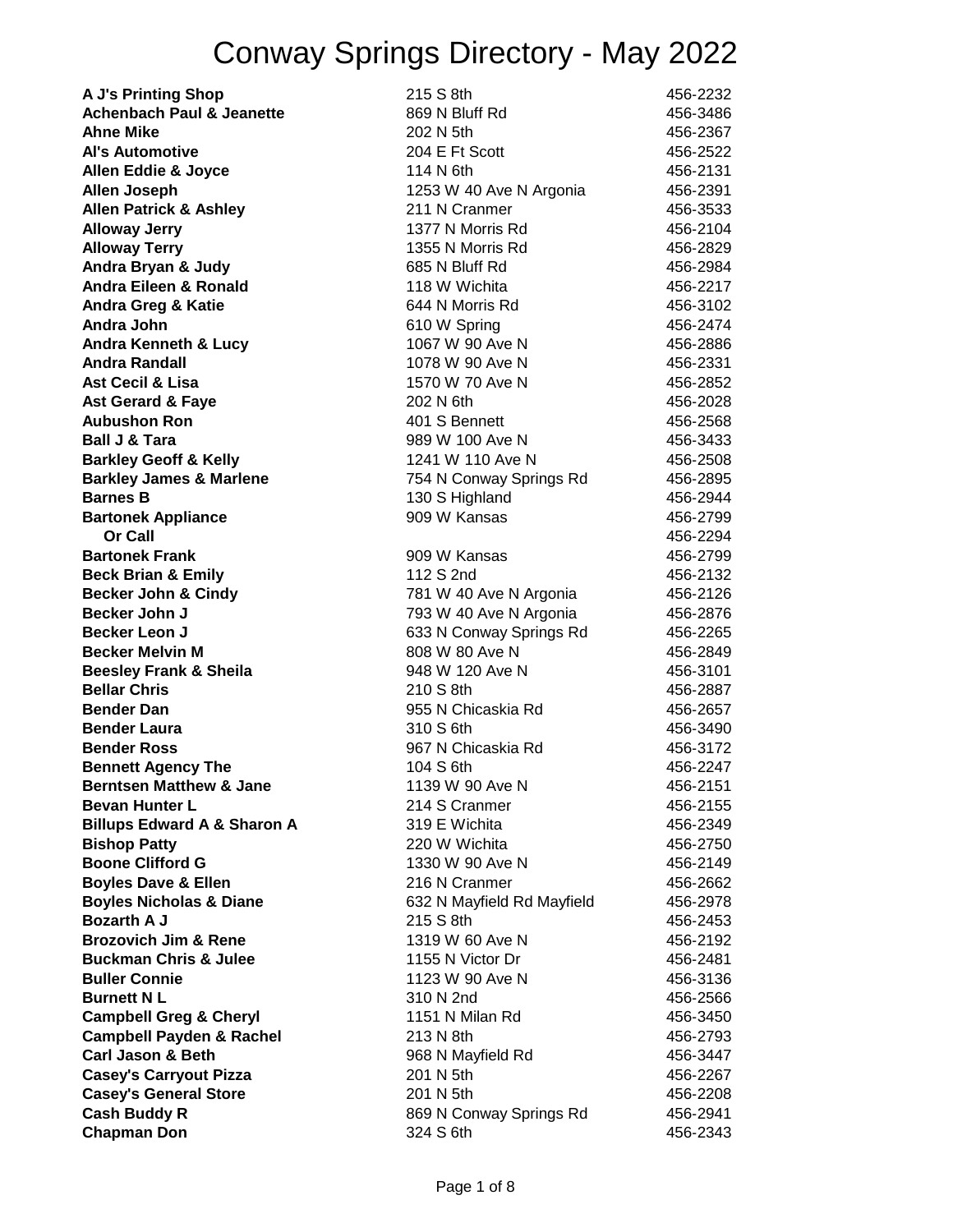# Conway Springs Directory - May 2022

| Name | Address | Phone |
|---|---|---|
| **A J's Printing Shop** | 215 S 8th | 456-2232 |
| **Achenbach Paul & Jeanette** | 869 N Bluff Rd | 456-3486 |
| **Ahne Mike** | 202 N 5th | 456-2367 |
| **Al's Automotive** | 204 E Ft Scott | 456-2522 |
| **Allen Eddie & Joyce** | 114 N 6th | 456-2131 |
| **Allen Joseph** | 1253 W 40 Ave N Argonia | 456-2391 |
| **Allen Patrick & Ashley** | 211 N Cranmer | 456-3533 |
| **Alloway Jerry** | 1377 N Morris Rd | 456-2104 |
| **Alloway Terry** | 1355 N Morris Rd | 456-2829 |
| **Andra Bryan & Judy** | 685 N Bluff Rd | 456-2984 |
| **Andra Eileen & Ronald** | 118 W Wichita | 456-2217 |
| **Andra Greg & Katie** | 644 N Morris Rd | 456-3102 |
| **Andra John** | 610 W Spring | 456-2474 |
| **Andra Kenneth & Lucy** | 1067 W 90 Ave N | 456-2886 |
| **Andra Randall** | 1078 W 90 Ave N | 456-2331 |
| **Ast Cecil & Lisa** | 1570 W 70 Ave N | 456-2852 |
| **Ast Gerard & Faye** | 202 N 6th | 456-2028 |
| **Aubushon Ron** | 401 S Bennett | 456-2568 |
| **Ball J & Tara** | 989 W 100 Ave N | 456-3433 |
| **Barkley Geoff & Kelly** | 1241 W 110 Ave N | 456-2508 |
| **Barkley James & Marlene** | 754 N Conway Springs Rd | 456-2895 |
| **Barnes B** | 130 S Highland | 456-2944 |
| **Bartonek Appliance** | 909 W Kansas | 456-2799 |
| **Or Call** | | 456-2294 |
| **Bartonek Frank** | 909 W Kansas | 456-2799 |
| **Beck Brian & Emily** | 112 S 2nd | 456-2132 |
| **Becker John & Cindy** | 781 W 40 Ave N Argonia | 456-2126 |
| **Becker John J** | 793 W 40 Ave N Argonia | 456-2876 |
| **Becker Leon J** | 633 N Conway Springs Rd | 456-2265 |
| **Becker Melvin M** | 808 W 80 Ave N | 456-2849 |
| **Beesley Frank & Sheila** | 948 W 120 Ave N | 456-3101 |
| **Bellar Chris** | 210 S 8th | 456-2887 |
| **Bender Dan** | 955 N Chicaskia Rd | 456-2657 |
| **Bender Laura** | 310 S 6th | 456-3490 |
| **Bender Ross** | 967 N Chicaskia Rd | 456-3172 |
| **Bennett Agency The** | 104 S 6th | 456-2247 |
| **Berntsen Matthew & Jane** | 1139 W 90 Ave N | 456-2151 |
| **Bevan Hunter L** | 214 S Cranmer | 456-2155 |
| **Billups Edward A & Sharon A** | 319 E Wichita | 456-2349 |
| **Bishop Patty** | 220 W Wichita | 456-2750 |
| **Boone Clifford G** | 1330 W 90 Ave N | 456-2149 |
| **Boyles Dave & Ellen** | 216 N Cranmer | 456-2662 |
| **Boyles Nicholas & Diane** | 632 N Mayfield Rd Mayfield | 456-2978 |
| **Bozarth A J** | 215 S 8th | 456-2453 |
| **Brozovich Jim & Rene** | 1319 W 60 Ave N | 456-2192 |
| **Buckman Chris & Julee** | 1155 N Victor Dr | 456-2481 |
| **Buller Connie** | 1123 W 90 Ave N | 456-3136 |
| **Burnett N L** | 310 N 2nd | 456-2566 |
| **Campbell Greg & Cheryl** | 1151 N Milan Rd | 456-3450 |
| **Campbell Payden & Rachel** | 213 N 8th | 456-2793 |
| **Carl Jason & Beth** | 968 N Mayfield Rd | 456-3447 |
| **Casey's Carryout Pizza** | 201 N 5th | 456-2267 |
| **Casey's General Store** | 201 N 5th | 456-2208 |
| **Cash Buddy R** | 869 N Conway Springs Rd | 456-2941 |
| **Chapman Don** | 324 S 6th | 456-2343 |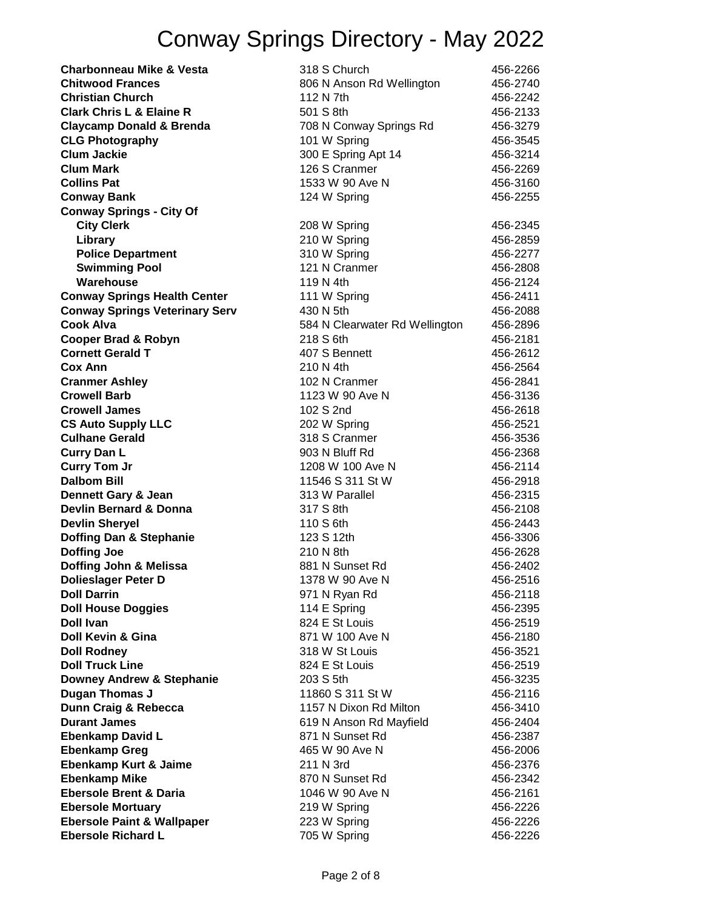# Conway Springs Directory - May 2022

| Name | Address | Phone |
|---|---|---|
| **Charbonneau Mike & Vesta** | 318 S Church | 456-2266 |
| **Chitwood Frances** | 806 N Anson Rd Wellington | 456-2740 |
| **Christian Church** | 112 N 7th | 456-2242 |
| **Clark Chris L & Elaine R** | 501 S 8th | 456-2133 |
| **Claycamp Donald & Brenda** | 708 N Conway Springs Rd | 456-3279 |
| **CLG Photography** | 101 W Spring | 456-3545 |
| **Clum Jackie** | 300 E Spring Apt 14 | 456-3214 |
| **Clum Mark** | 126 S Cranmer | 456-2269 |
| **Collins Pat** | 1533 W 90 Ave N | 456-3160 |
| **Conway Bank** | 124 W Spring | 456-2255 |
| **Conway Springs - City Of** | | |
| **City Clerk** | 208 W Spring | 456-2345 |
| **Library** | 210 W Spring | 456-2859 |
| **Police Department** | 310 W Spring | 456-2277 |
| **Swimming Pool** | 121 N Cranmer | 456-2808 |
| **Warehouse** | 119 N 4th | 456-2124 |
| **Conway Springs Health Center** | 111 W Spring | 456-2411 |
| **Conway Springs Veterinary Serv** | 430 N 5th | 456-2088 |
| **Cook Alva** | 584 N Clearwater Rd Wellington | 456-2896 |
| **Cooper Brad & Robyn** | 218 S 6th | 456-2181 |
| **Cornett Gerald T** | 407 S Bennett | 456-2612 |
| **Cox Ann** | 210 N 4th | 456-2564 |
| **Cranmer Ashley** | 102 N Cranmer | 456-2841 |
| **Crowell Barb** | 1123 W 90 Ave N | 456-3136 |
| **Crowell James** | 102 S 2nd | 456-2618 |
| **CS Auto Supply LLC** | 202 W Spring | 456-2521 |
| **Culhane Gerald** | 318 S Cranmer | 456-3536 |
| **Curry Dan L** | 903 N Bluff Rd | 456-2368 |
| **Curry Tom Jr** | 1208 W 100 Ave N | 456-2114 |
| **Dalbom Bill** | 11546 S 311 St W | 456-2918 |
| **Dennett Gary & Jean** | 313 W Parallel | 456-2315 |
| **Devlin Bernard & Donna** | 317 S 8th | 456-2108 |
| **Devlin Sheryel** | 110 S 6th | 456-2443 |
| **Doffing Dan & Stephanie** | 123 S 12th | 456-3306 |
| **Doffing Joe** | 210 N 8th | 456-2628 |
| **Doffing John & Melissa** | 881 N Sunset Rd | 456-2402 |
| **Dolieslager Peter D** | 1378 W 90 Ave N | 456-2516 |
| **Doll Darrin** | 971 N Ryan Rd | 456-2118 |
| **Doll House Doggies** | 114 E Spring | 456-2395 |
| **Doll Ivan** | 824 E St Louis | 456-2519 |
| **Doll Kevin & Gina** | 871 W 100 Ave N | 456-2180 |
| **Doll Rodney** | 318 W St Louis | 456-3521 |
| **Doll Truck Line** | 824 E St Louis | 456-2519 |
| **Downey Andrew & Stephanie** | 203 S 5th | 456-3235 |
| **Dugan Thomas J** | 11860 S 311 St W | 456-2116 |
| **Dunn Craig & Rebecca** | 1157 N Dixon Rd Milton | 456-3410 |
| **Durant James** | 619 N Anson Rd Mayfield | 456-2404 |
| **Ebenkamp David L** | 871 N Sunset Rd | 456-2387 |
| **Ebenkamp Greg** | 465 W 90 Ave N | 456-2006 |
| **Ebenkamp Kurt & Jaime** | 211 N 3rd | 456-2376 |
| **Ebenkamp Mike** | 870 N Sunset Rd | 456-2342 |
| **Ebersole Brent & Daria** | 1046 W 90 Ave N | 456-2161 |
| **Ebersole Mortuary** | 219 W Spring | 456-2226 |
| **Ebersole Paint & Wallpaper** | 223 W Spring | 456-2226 |
| **Ebersole Richard L** | 705 W Spring | 456-2226 |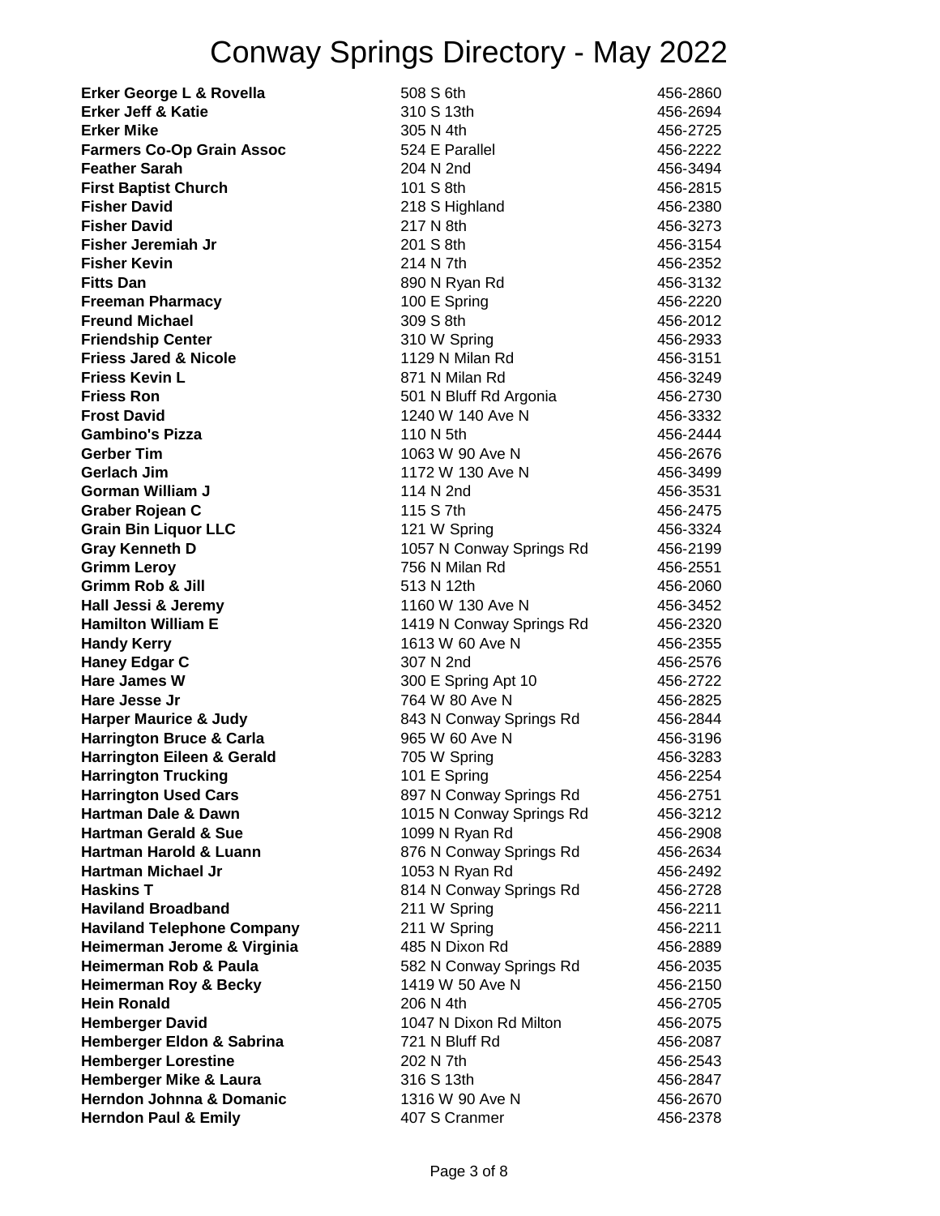# Conway Springs Directory - May 2022

| Name | Address | Phone |
|---|---|---|
| **Erker George L & Rovella** | 508 S 6th | 456-2860 |
| **Erker Jeff & Katie** | 310 S 13th | 456-2694 |
| **Erker Mike** | 305 N 4th | 456-2725 |
| **Farmers Co-Op Grain Assoc** | 524 E Parallel | 456-2222 |
| **Feather Sarah** | 204 N 2nd | 456-3494 |
| **First Baptist Church** | 101 S 8th | 456-2815 |
| **Fisher David** | 218 S Highland | 456-2380 |
| **Fisher David** | 217 N 8th | 456-3273 |
| **Fisher Jeremiah Jr** | 201 S 8th | 456-3154 |
| **Fisher Kevin** | 214 N 7th | 456-2352 |
| **Fitts Dan** | 890 N Ryan Rd | 456-3132 |
| **Freeman Pharmacy** | 100 E Spring | 456-2220 |
| **Freund Michael** | 309 S 8th | 456-2012 |
| **Friendship Center** | 310 W Spring | 456-2933 |
| **Friess Jared & Nicole** | 1129 N Milan Rd | 456-3151 |
| **Friess Kevin L** | 871 N Milan Rd | 456-3249 |
| **Friess Ron** | 501 N Bluff Rd Argonia | 456-2730 |
| **Frost David** | 1240 W 140 Ave N | 456-3332 |
| **Gambino's Pizza** | 110 N 5th | 456-2444 |
| **Gerber Tim** | 1063 W 90 Ave N | 456-2676 |
| **Gerlach Jim** | 1172 W 130 Ave N | 456-3499 |
| **Gorman William J** | 114 N 2nd | 456-3531 |
| **Graber Rojean C** | 115 S 7th | 456-2475 |
| **Grain Bin Liquor LLC** | 121 W Spring | 456-3324 |
| **Gray Kenneth D** | 1057 N Conway Springs Rd | 456-2199 |
| **Grimm Leroy** | 756 N Milan Rd | 456-2551 |
| **Grimm Rob & Jill** | 513 N 12th | 456-2060 |
| **Hall Jessi & Jeremy** | 1160 W 130 Ave N | 456-3452 |
| **Hamilton William E** | 1419 N Conway Springs Rd | 456-2320 |
| **Handy Kerry** | 1613 W 60 Ave N | 456-2355 |
| **Haney Edgar C** | 307 N 2nd | 456-2576 |
| **Hare James W** | 300 E Spring Apt 10 | 456-2722 |
| **Hare Jesse Jr** | 764 W 80 Ave N | 456-2825 |
| **Harper Maurice & Judy** | 843 N Conway Springs Rd | 456-2844 |
| **Harrington Bruce & Carla** | 965 W 60 Ave N | 456-3196 |
| **Harrington Eileen & Gerald** | 705 W Spring | 456-3283 |
| **Harrington Trucking** | 101 E Spring | 456-2254 |
| **Harrington Used Cars** | 897 N Conway Springs Rd | 456-2751 |
| **Hartman Dale & Dawn** | 1015 N Conway Springs Rd | 456-3212 |
| **Hartman Gerald & Sue** | 1099 N Ryan Rd | 456-2908 |
| **Hartman Harold & Luann** | 876 N Conway Springs Rd | 456-2634 |
| **Hartman Michael Jr** | 1053 N Ryan Rd | 456-2492 |
| **Haskins T** | 814 N Conway Springs Rd | 456-2728 |
| **Haviland Broadband** | 211 W Spring | 456-2211 |
| **Haviland Telephone Company** | 211 W Spring | 456-2211 |
| **Heimerman Jerome & Virginia** | 485 N Dixon Rd | 456-2889 |
| **Heimerman Rob & Paula** | 582 N Conway Springs Rd | 456-2035 |
| **Heimerman Roy & Becky** | 1419 W 50 Ave N | 456-2150 |
| **Hein Ronald** | 206 N 4th | 456-2705 |
| **Hemberger David** | 1047 N Dixon Rd Milton | 456-2075 |
| **Hemberger Eldon & Sabrina** | 721 N Bluff Rd | 456-2087 |
| **Hemberger Lorestine** | 202 N 7th | 456-2543 |
| **Hemberger Mike & Laura** | 316 S 13th | 456-2847 |
| **Herndon Johnna & Domanic** | 1316 W 90 Ave N | 456-2670 |
| **Herndon Paul & Emily** | 407 S Cranmer | 456-2378 |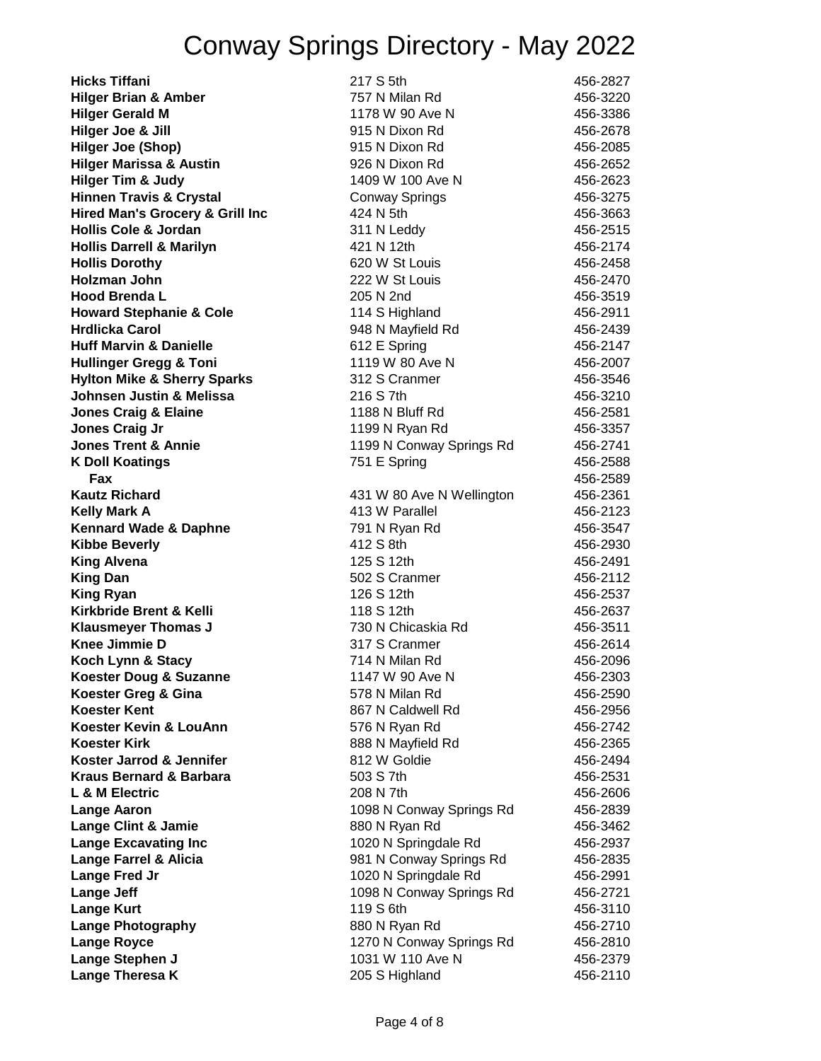# Conway Springs Directory - May 2022

| Name | Address | Phone |
|---|---|---|
| **Hicks Tiffani** | 217 S 5th | 456-2827 |
| **Hilger Brian & Amber** | 757 N Milan Rd | 456-3220 |
| **Hilger Gerald M** | 1178 W 90 Ave N | 456-3386 |
| **Hilger Joe & Jill** | 915 N Dixon Rd | 456-2678 |
| **Hilger Joe (Shop)** | 915 N Dixon Rd | 456-2085 |
| **Hilger Marissa & Austin** | 926 N Dixon Rd | 456-2652 |
| **Hilger Tim & Judy** | 1409 W 100 Ave N | 456-2623 |
| **Hinnen Travis & Crystal** | Conway Springs | 456-3275 |
| **Hired Man's Grocery & Grill Inc** | 424 N 5th | 456-3663 |
| **Hollis Cole & Jordan** | 311 N Leddy | 456-2515 |
| **Hollis Darrell & Marilyn** | 421 N 12th | 456-2174 |
| **Hollis Dorothy** | 620 W St Louis | 456-2458 |
| **Holzman John** | 222 W St Louis | 456-2470 |
| **Hood Brenda L** | 205 N 2nd | 456-3519 |
| **Howard Stephanie & Cole** | 114 S Highland | 456-2911 |
| **Hrdlicka Carol** | 948 N Mayfield Rd | 456-2439 |
| **Huff Marvin & Danielle** | 612 E Spring | 456-2147 |
| **Hullinger Gregg & Toni** | 1119 W 80 Ave N | 456-2007 |
| **Hylton Mike & Sherry Sparks** | 312 S Cranmer | 456-3546 |
| **Johnsen Justin & Melissa** | 216 S 7th | 456-3210 |
| **Jones Craig & Elaine** | 1188 N Bluff Rd | 456-2581 |
| **Jones Craig Jr** | 1199 N Ryan Rd | 456-3357 |
| **Jones Trent & Annie** | 1199 N Conway Springs Rd | 456-2741 |
| **K Doll Koatings** | 751 E Spring | 456-2588 |
| **Fax** | | 456-2589 |
| **Kautz Richard** | 431 W 80 Ave N Wellington | 456-2361 |
| **Kelly Mark A** | 413 W Parallel | 456-2123 |
| **Kennard Wade & Daphne** | 791 N Ryan Rd | 456-3547 |
| **Kibbe Beverly** | 412 S 8th | 456-2930 |
| **King Alvena** | 125 S 12th | 456-2491 |
| **King Dan** | 502 S Cranmer | 456-2112 |
| **King Ryan** | 126 S 12th | 456-2537 |
| **Kirkbride Brent & Kelli** | 118 S 12th | 456-2637 |
| **Klausmeyer Thomas J** | 730 N Chicaskia Rd | 456-3511 |
| **Knee Jimmie D** | 317 S Cranmer | 456-2614 |
| **Koch Lynn & Stacy** | 714 N Milan Rd | 456-2096 |
| **Koester Doug & Suzanne** | 1147 W 90 Ave N | 456-2303 |
| **Koester Greg & Gina** | 578 N Milan Rd | 456-2590 |
| **Koester Kent** | 867 N Caldwell Rd | 456-2956 |
| **Koester Kevin & LouAnn** | 576 N Ryan Rd | 456-2742 |
| **Koester Kirk** | 888 N Mayfield Rd | 456-2365 |
| **Koster Jarrod & Jennifer** | 812 W Goldie | 456-2494 |
| **Kraus Bernard & Barbara** | 503 S 7th | 456-2531 |
| **L & M Electric** | 208 N 7th | 456-2606 |
| **Lange Aaron** | 1098 N Conway Springs Rd | 456-2839 |
| **Lange Clint & Jamie** | 880 N Ryan Rd | 456-3462 |
| **Lange Excavating Inc** | 1020 N Springdale Rd | 456-2937 |
| **Lange Farrel & Alicia** | 981 N Conway Springs Rd | 456-2835 |
| **Lange Fred Jr** | 1020 N Springdale Rd | 456-2991 |
| **Lange Jeff** | 1098 N Conway Springs Rd | 456-2721 |
| **Lange Kurt** | 119 S 6th | 456-3110 |
| **Lange Photography** | 880 N Ryan Rd | 456-2710 |
| **Lange Royce** | 1270 N Conway Springs Rd | 456-2810 |
| **Lange Stephen J** | 1031 W 110 Ave N | 456-2379 |
| **Lange Theresa K** | 205 S Highland | 456-2110 |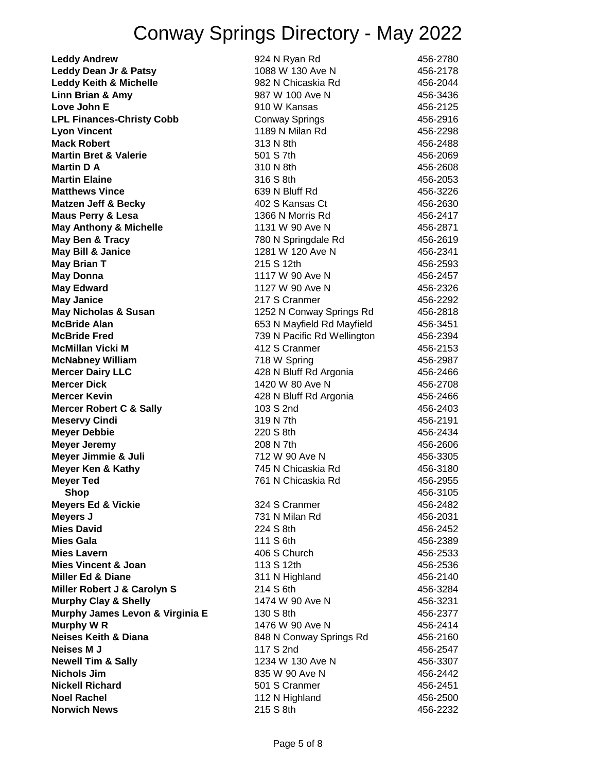# Conway Springs Directory - May 2022

| | | |
|---|---|---|
| **Leddy Andrew** | 924 N Ryan Rd | 456-2780 |
| **Leddy Dean Jr & Patsy** | 1088 W 130 Ave N | 456-2178 |
| **Leddy Keith & Michelle** | 982 N Chicaskia Rd | 456-2044 |
| **Linn Brian & Amy** | 987 W 100 Ave N | 456-3436 |
| **Love John E** | 910 W Kansas | 456-2125 |
| **LPL Finances-Christy Cobb** | Conway Springs | 456-2916 |
| **Lyon Vincent** | 1189 N Milan Rd | 456-2298 |
| **Mack Robert** | 313 N 8th | 456-2488 |
| **Martin Bret & Valerie** | 501 S 7th | 456-2069 |
| **Martin D A** | 310 N 8th | 456-2608 |
| **Martin Elaine** | 316 S 8th | 456-2053 |
| **Matthews Vince** | 639 N Bluff Rd | 456-3226 |
| **Matzen Jeff & Becky** | 402 S Kansas Ct | 456-2630 |
| **Maus Perry & Lesa** | 1366 N Morris Rd | 456-2417 |
| **May Anthony & Michelle** | 1131 W 90 Ave N | 456-2871 |
| **May Ben & Tracy** | 780 N Springdale Rd | 456-2619 |
| **May Bill & Janice** | 1281 W 120 Ave N | 456-2341 |
| **May Brian T** | 215 S 12th | 456-2593 |
| **May Donna** | 1117 W 90 Ave N | 456-2457 |
| **May Edward** | 1127 W 90 Ave N | 456-2326 |
| **May Janice** | 217 S Cranmer | 456-2292 |
| **May Nicholas & Susan** | 1252 N Conway Springs Rd | 456-2818 |
| **McBride Alan** | 653 N Mayfield Rd Mayfield | 456-3451 |
| **McBride Fred** | 739 N Pacific Rd Wellington | 456-2394 |
| **McMillan Vicki M** | 412 S Cranmer | 456-2153 |
| **McNabney William** | 718 W Spring | 456-2987 |
| **Mercer Dairy LLC** | 428 N Bluff Rd Argonia | 456-2466 |
| **Mercer Dick** | 1420 W 80 Ave N | 456-2708 |
| **Mercer Kevin** | 428 N Bluff Rd Argonia | 456-2466 |
| **Mercer Robert C & Sally** | 103 S 2nd | 456-2403 |
| **Meservy Cindi** | 319 N 7th | 456-2191 |
| **Meyer Debbie** | 220 S 8th | 456-2434 |
| **Meyer Jeremy** | 208 N 7th | 456-2606 |
| **Meyer Jimmie & Juli** | 712 W 90 Ave N | 456-3305 |
| **Meyer Ken & Kathy** | 745 N Chicaskia Rd | 456-3180 |
| **Meyer Ted** | 761 N Chicaskia Rd | 456-2955 |
| **Shop** | | 456-3105 |
| **Meyers Ed & Vickie** | 324 S Cranmer | 456-2482 |
| **Meyers J** | 731 N Milan Rd | 456-2031 |
| **Mies David** | 224 S 8th | 456-2452 |
| **Mies Gala** | 111 S 6th | 456-2389 |
| **Mies Lavern** | 406 S Church | 456-2533 |
| **Mies Vincent & Joan** | 113 S 12th | 456-2536 |
| **Miller Ed & Diane** | 311 N Highland | 456-2140 |
| **Miller Robert J & Carolyn S** | 214 S 6th | 456-3284 |
| **Murphy Clay & Shelly** | 1474 W 90 Ave N | 456-3231 |
| **Murphy James Levon & Virginia E** | 130 S 8th | 456-2377 |
| **Murphy W R** | 1476 W 90 Ave N | 456-2414 |
| **Neises Keith & Diana** | 848 N Conway Springs Rd | 456-2160 |
| **Neises M J** | 117 S 2nd | 456-2547 |
| **Newell Tim & Sally** | 1234 W 130 Ave N | 456-3307 |
| **Nichols Jim** | 835 W 90 Ave N | 456-2442 |
| **Nickell Richard** | 501 S Cranmer | 456-2451 |
| **Noel Rachel** | 112 N Highland | 456-2500 |
| **Norwich News** | 215 S 8th | 456-2232 |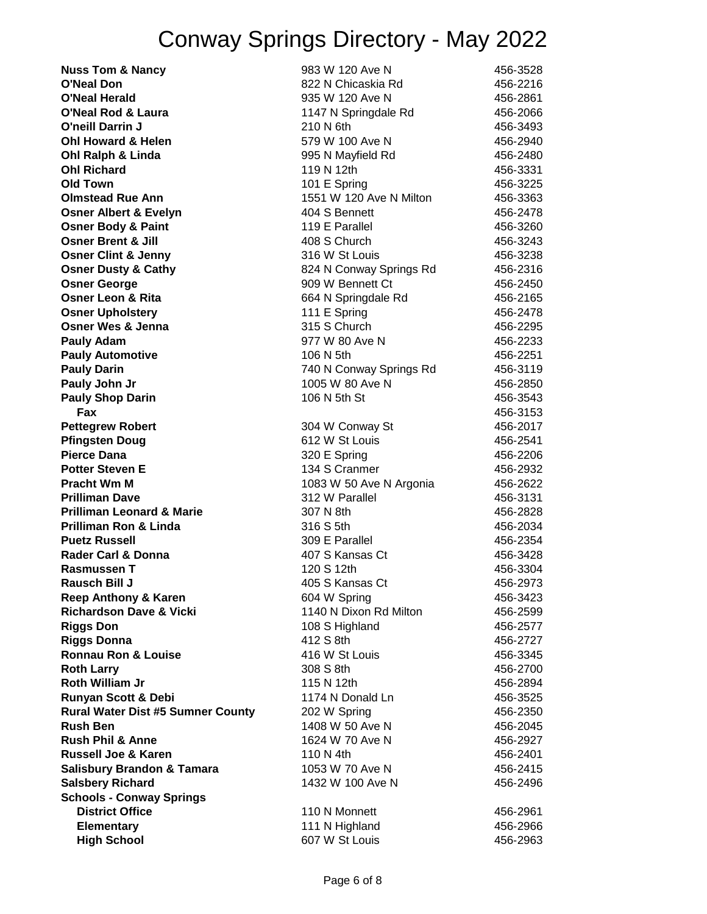# Conway Springs Directory - May 2022

| Name | Address | Phone |
|---|---|---|
| **Nuss Tom & Nancy** | 983 W 120 Ave N | 456-3528 |
| **O'Neal Don** | 822 N Chicaskia Rd | 456-2216 |
| **O'Neal Herald** | 935 W 120 Ave N | 456-2861 |
| **O'Neal Rod & Laura** | 1147 N Springdale Rd | 456-2066 |
| **O'neill Darrin J** | 210 N 6th | 456-3493 |
| **Ohl Howard & Helen** | 579 W 100 Ave N | 456-2940 |
| **Ohl Ralph & Linda** | 995 N Mayfield Rd | 456-2480 |
| **Ohl Richard** | 119 N 12th | 456-3331 |
| **Old Town** | 101 E Spring | 456-3225 |
| **Olmstead Rue Ann** | 1551 W 120 Ave N Milton | 456-3363 |
| **Osner Albert & Evelyn** | 404 S Bennett | 456-2478 |
| **Osner Body & Paint** | 119 E Parallel | 456-3260 |
| **Osner Brent & Jill** | 408 S Church | 456-3243 |
| **Osner Clint & Jenny** | 316 W St Louis | 456-3238 |
| **Osner Dusty & Cathy** | 824 N Conway Springs Rd | 456-2316 |
| **Osner George** | 909 W Bennett Ct | 456-2450 |
| **Osner Leon & Rita** | 664 N Springdale Rd | 456-2165 |
| **Osner Upholstery** | 111 E Spring | 456-2478 |
| **Osner Wes & Jenna** | 315 S Church | 456-2295 |
| **Pauly Adam** | 977 W 80 Ave N | 456-2233 |
| **Pauly Automotive** | 106 N 5th | 456-2251 |
| **Pauly Darin** | 740 N Conway Springs Rd | 456-3119 |
| **Pauly John Jr** | 1005 W 80 Ave N | 456-2850 |
| **Pauly Shop Darin** | 106 N 5th St | 456-3543 |
| **Fax** | | 456-3153 |
| **Pettegrew Robert** | 304 W Conway St | 456-2017 |
| **Pfingsten Doug** | 612 W St Louis | 456-2541 |
| **Pierce Dana** | 320 E Spring | 456-2206 |
| **Potter Steven E** | 134 S Cranmer | 456-2932 |
| **Pracht Wm M** | 1083 W 50 Ave N Argonia | 456-2622 |
| **Prilliman Dave** | 312 W Parallel | 456-3131 |
| **Prilliman Leonard & Marie** | 307 N 8th | 456-2828 |
| **Prilliman Ron & Linda** | 316 S 5th | 456-2034 |
| **Puetz Russell** | 309 E Parallel | 456-2354 |
| **Rader Carl & Donna** | 407 S Kansas Ct | 456-3428 |
| **Rasmussen T** | 120 S 12th | 456-3304 |
| **Rausch Bill J** | 405 S Kansas Ct | 456-2973 |
| **Reep Anthony & Karen** | 604 W Spring | 456-3423 |
| **Richardson Dave & Vicki** | 1140 N Dixon Rd Milton | 456-2599 |
| **Riggs Don** | 108 S Highland | 456-2577 |
| **Riggs Donna** | 412 S 8th | 456-2727 |
| **Ronnau Ron & Louise** | 416 W St Louis | 456-3345 |
| **Roth Larry** | 308 S 8th | 456-2700 |
| **Roth William Jr** | 115 N 12th | 456-2894 |
| **Runyan Scott & Debi** | 1174 N Donald Ln | 456-3525 |
| **Rural Water Dist #5 Sumner County** | 202 W Spring | 456-2350 |
| **Rush Ben** | 1408 W 50 Ave N | 456-2045 |
| **Rush Phil & Anne** | 1624 W 70 Ave N | 456-2927 |
| **Russell Joe & Karen** | 110 N 4th | 456-2401 |
| **Salisbury Brandon & Tamara** | 1053 W 70 Ave N | 456-2415 |
| **Salsbery Richard** | 1432 W 100 Ave N | 456-2496 |
| **Schools - Conway Springs** | | |
| **District Office** | 110 N Monnett | 456-2961 |
| **Elementary** | 111 N Highland | 456-2966 |
| **High School** | 607 W St Louis | 456-2963 |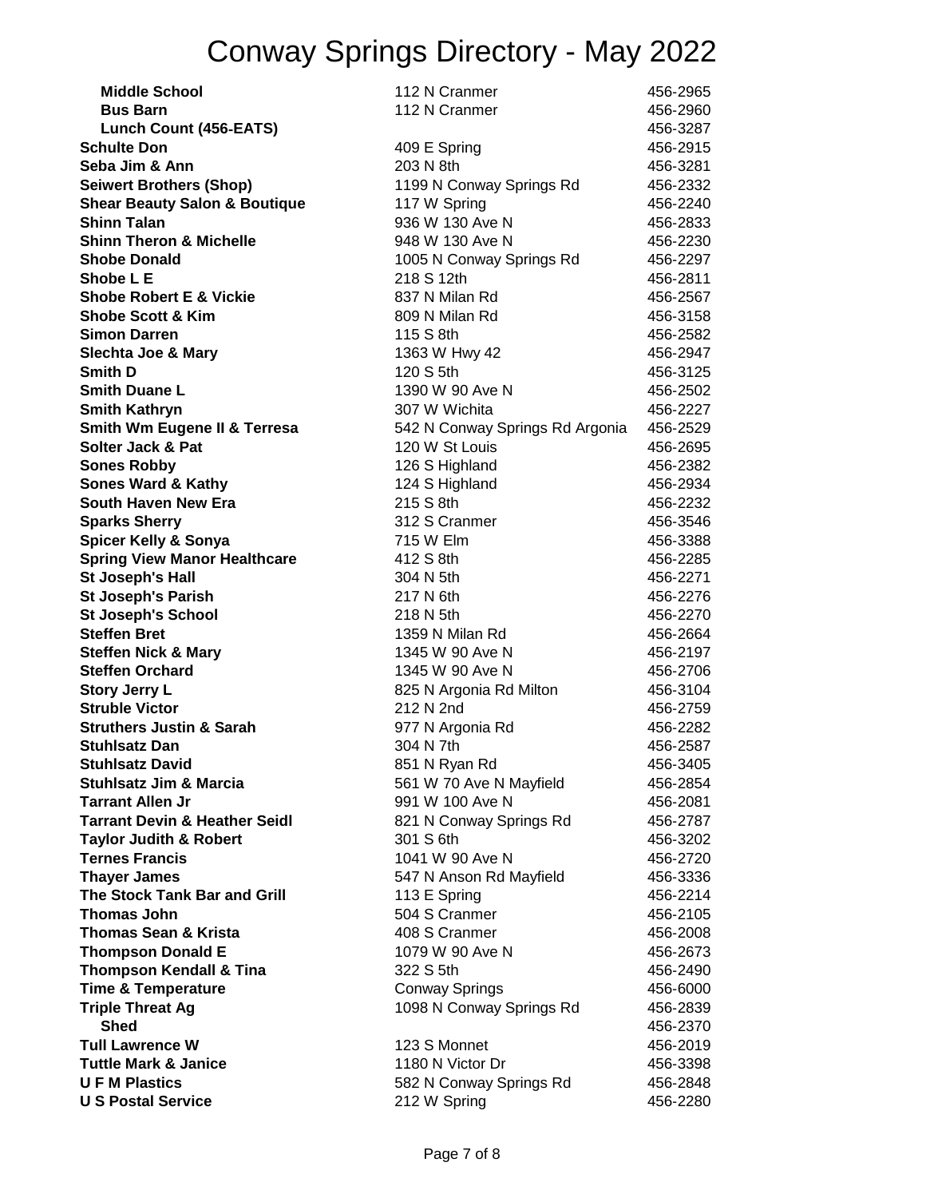# Conway Springs Directory - May 2022

| Name | Address | Phone |
|---|---|---|
| **Middle School** | 112 N Cranmer | 456-2965 |
| **Bus Barn** | 112 N Cranmer | 456-2960 |
| **Lunch Count (456-EATS)** | | 456-3287 |
| **Schulte Don** | 409 E Spring | 456-2915 |
| **Seba Jim & Ann** | 203 N 8th | 456-3281 |
| **Seiwert Brothers (Shop)** | 1199 N Conway Springs Rd | 456-2332 |
| **Shear Beauty Salon & Boutique** | 117 W Spring | 456-2240 |
| **Shinn Talan** | 936 W 130 Ave N | 456-2833 |
| **Shinn Theron & Michelle** | 948 W 130 Ave N | 456-2230 |
| **Shobe Donald** | 1005 N Conway Springs Rd | 456-2297 |
| **Shobe L E** | 218 S 12th | 456-2811 |
| **Shobe Robert E & Vickie** | 837 N Milan Rd | 456-2567 |
| **Shobe Scott & Kim** | 809 N Milan Rd | 456-3158 |
| **Simon Darren** | 115 S 8th | 456-2582 |
| **Slechta Joe & Mary** | 1363 W Hwy 42 | 456-2947 |
| **Smith D** | 120 S 5th | 456-3125 |
| **Smith Duane L** | 1390 W 90 Ave N | 456-2502 |
| **Smith Kathryn** | 307 W Wichita | 456-2227 |
| **Smith Wm Eugene II & Terresa** | 542 N Conway Springs Rd Argonia | 456-2529 |
| **Solter Jack & Pat** | 120 W St Louis | 456-2695 |
| **Sones Robby** | 126 S Highland | 456-2382 |
| **Sones Ward & Kathy** | 124 S Highland | 456-2934 |
| **South Haven New Era** | 215 S 8th | 456-2232 |
| **Sparks Sherry** | 312 S Cranmer | 456-3546 |
| **Spicer Kelly & Sonya** | 715 W Elm | 456-3388 |
| **Spring View Manor Healthcare** | 412 S 8th | 456-2285 |
| **St Joseph's Hall** | 304 N 5th | 456-2271 |
| **St Joseph's Parish** | 217 N 6th | 456-2276 |
| **St Joseph's School** | 218 N 5th | 456-2270 |
| **Steffen Bret** | 1359 N Milan Rd | 456-2664 |
| **Steffen Nick & Mary** | 1345 W 90 Ave N | 456-2197 |
| **Steffen Orchard** | 1345 W 90 Ave N | 456-2706 |
| **Story Jerry L** | 825 N Argonia Rd Milton | 456-3104 |
| **Struble Victor** | 212 N 2nd | 456-2759 |
| **Struthers Justin & Sarah** | 977 N Argonia Rd | 456-2282 |
| **Stuhlsatz Dan** | 304 N 7th | 456-2587 |
| **Stuhlsatz David** | 851 N Ryan Rd | 456-3405 |
| **Stuhlsatz Jim & Marcia** | 561 W 70 Ave N Mayfield | 456-2854 |
| **Tarrant Allen Jr** | 991 W 100 Ave N | 456-2081 |
| **Tarrant Devin & Heather Seidl** | 821 N Conway Springs Rd | 456-2787 |
| **Taylor Judith & Robert** | 301 S 6th | 456-3202 |
| **Ternes Francis** | 1041 W 90 Ave N | 456-2720 |
| **Thayer James** | 547 N Anson Rd Mayfield | 456-3336 |
| **The Stock Tank Bar and Grill** | 113 E Spring | 456-2214 |
| **Thomas John** | 504 S Cranmer | 456-2105 |
| **Thomas Sean & Krista** | 408 S Cranmer | 456-2008 |
| **Thompson Donald E** | 1079 W 90 Ave N | 456-2673 |
| **Thompson Kendall & Tina** | 322 S 5th | 456-2490 |
| **Time & Temperature** | Conway Springs | 456-6000 |
| **Triple Threat Ag** | 1098 N Conway Springs Rd | 456-2839 |
| **Shed** | | 456-2370 |
| **Tull Lawrence W** | 123 S Monnet | 456-2019 |
| **Tuttle Mark & Janice** | 1180 N Victor Dr | 456-3398 |
| **U F M Plastics** | 582 N Conway Springs Rd | 456-2848 |
| **U S Postal Service** | 212 W Spring | 456-2280 |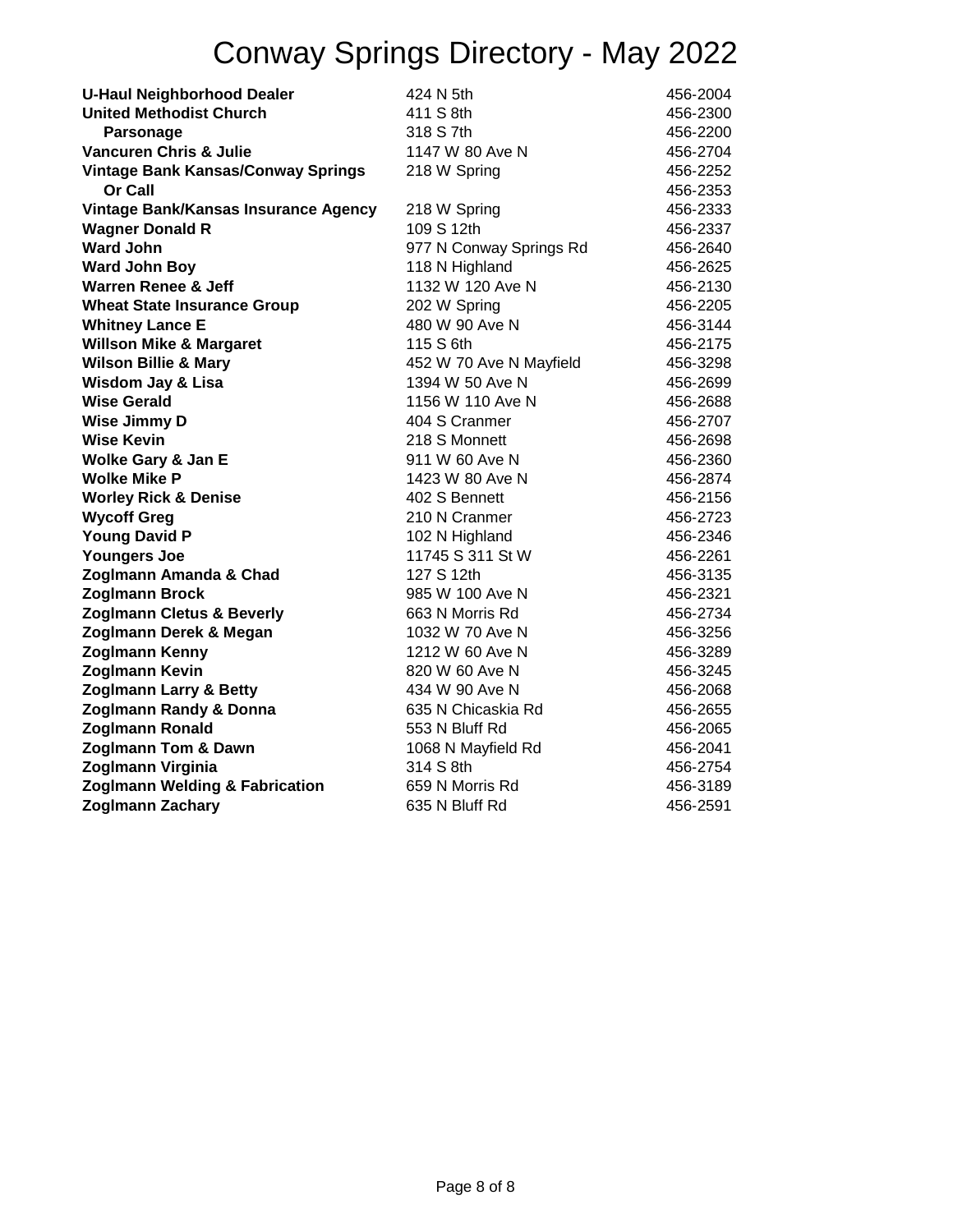# Conway Springs Directory - May 2022

| | | |
|---|---|---|
| **U-Haul Neighborhood Dealer** | 424 N 5th | 456-2004 |
| **United Methodist Church** | 411 S 8th | 456-2300 |
| **Parsonage** | 318 S 7th | 456-2200 |
| **Vancuren Chris & Julie** | 1147 W 80 Ave N | 456-2704 |
| **Vintage Bank Kansas/Conway Springs** | 218 W Spring | 456-2252 |
| **Or Call** | | 456-2353 |
| **Vintage Bank/Kansas Insurance Agency** | 218 W Spring | 456-2333 |
| **Wagner Donald R** | 109 S 12th | 456-2337 |
| **Ward John** | 977 N Conway Springs Rd | 456-2640 |
| **Ward John Boy** | 118 N Highland | 456-2625 |
| **Warren Renee & Jeff** | 1132 W 120 Ave N | 456-2130 |
| **Wheat State Insurance Group** | 202 W Spring | 456-2205 |
| **Whitney Lance E** | 480 W 90 Ave N | 456-3144 |
| **Willson Mike & Margaret** | 115 S 6th | 456-2175 |
| **Wilson Billie & Mary** | 452 W 70 Ave N Mayfield | 456-3298 |
| **Wisdom Jay & Lisa** | 1394 W 50 Ave N | 456-2699 |
| **Wise Gerald** | 1156 W 110 Ave N | 456-2688 |
| **Wise Jimmy D** | 404 S Cranmer | 456-2707 |
| **Wise Kevin** | 218 S Monnett | 456-2698 |
| **Wolke Gary & Jan E** | 911 W 60 Ave N | 456-2360 |
| **Wolke Mike P** | 1423 W 80 Ave N | 456-2874 |
| **Worley Rick & Denise** | 402 S Bennett | 456-2156 |
| **Wycoff Greg** | 210 N Cranmer | 456-2723 |
| **Young David P** | 102 N Highland | 456-2346 |
| **Youngers Joe** | 11745 S 311 St W | 456-2261 |
| **Zoglmann Amanda & Chad** | 127 S 12th | 456-3135 |
| **Zoglmann Brock** | 985 W 100 Ave N | 456-2321 |
| **Zoglmann Cletus & Beverly** | 663 N Morris Rd | 456-2734 |
| **Zoglmann Derek & Megan** | 1032 W 70 Ave N | 456-3256 |
| **Zoglmann Kenny** | 1212 W 60 Ave N | 456-3289 |
| **Zoglmann Kevin** | 820 W 60 Ave N | 456-3245 |
| **Zoglmann Larry & Betty** | 434 W 90 Ave N | 456-2068 |
| **Zoglmann Randy & Donna** | 635 N Chicaskia Rd | 456-2655 |
| **Zoglmann Ronald** | 553 N Bluff Rd | 456-2065 |
| **Zoglmann Tom & Dawn** | 1068 N Mayfield Rd | 456-2041 |
| **Zoglmann Virginia** | 314 S 8th | 456-2754 |
| **Zoglmann Welding & Fabrication** | 659 N Morris Rd | 456-3189 |
| **Zoglmann Zachary** | 635 N Bluff Rd | 456-2591 |